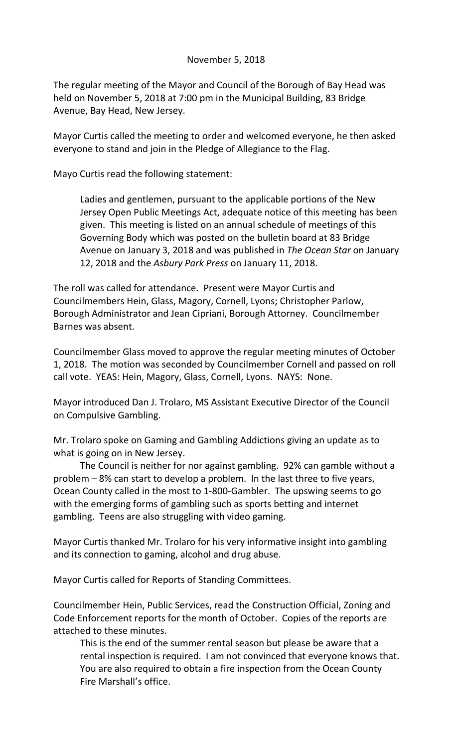November 5, 2018

The regular meeting of the Mayor and Council of the Borough of Bay Head was held on November 5, 2018 at 7:00 pm in the Municipal Building, 83 Bridge Avenue, Bay Head, New Jersey.

Mayor Curtis called the meeting to order and welcomed everyone, he then asked everyone to stand and join in the Pledge of Allegiance to the Flag.

Mayo Curtis read the following statement:

> Ladies and gentlemen, pursuant to the applicable portions of the New Jersey Open Public Meetings Act, adequate notice of this meeting has been given. This meeting is listed on an annual schedule of meetings of this Governing Body which was posted on the bulletin board at 83 Bridge Avenue on January 3, 2018 and was published in *The Ocean Star* on January 12, 2018 and the *Asbury Park Press* on January 11, 2018.

The roll was called for attendance. Present were Mayor Curtis and Councilmembers Hein, Glass, Magory, Cornell, Lyons; Christopher Parlow, Borough Administrator and Jean Cipriani, Borough Attorney. Councilmember Barnes was absent.

Councilmember Glass moved to approve the regular meeting minutes of October 1, 2018. The motion was seconded by Councilmember Cornell and passed on roll call vote. YEAS: Hein, Magory, Glass, Cornell, Lyons. NAYS: None.

Mayor introduced Dan J. Trolaro, MS Assistant Executive Director of the Council on Compulsive Gambling.

Mr. Trolaro spoke on Gaming and Gambling Addictions giving an update as to what is going on in New Jersey.

The Council is neither for nor against gambling. 92% can gamble without a problem – 8% can start to develop a problem. In the last three to five years, Ocean County called in the most to 1-800-Gambler. The upswing seems to go with the emerging forms of gambling such as sports betting and internet gambling. Teens are also struggling with video gaming.

Mayor Curtis thanked Mr. Trolaro for his very informative insight into gambling and its connection to gaming, alcohol and drug abuse.

Mayor Curtis called for Reports of Standing Committees.

Councilmember Hein, Public Services, read the Construction Official, Zoning and Code Enforcement reports for the month of October. Copies of the reports are attached to these minutes.

> This is the end of the summer rental season but please be aware that a rental inspection is required. I am not convinced that everyone knows that. You are also required to obtain a fire inspection from the Ocean County Fire Marshall's office.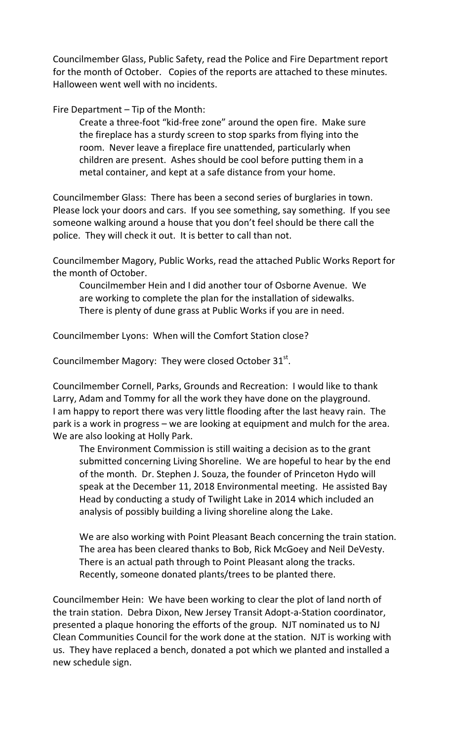Councilmember Glass, Public Safety, read the Police and Fire Department report for the month of October. Copies of the reports are attached to these minutes. Halloween went well with no incidents.

Fire Department – Tip of the Month:

> Create a three-foot "kid-free zone" around the open fire. Make sure the fireplace has a sturdy screen to stop sparks from flying into the room. Never leave a fireplace fire unattended, particularly when children are present. Ashes should be cool before putting them in a metal container, and kept at a safe distance from your home.

Councilmember Glass: There has been a second series of burglaries in town. Please lock your doors and cars. If you see something, say something. If you see someone walking around a house that you don't feel should be there call the police. They will check it out. It is better to call than not.

Councilmember Magory, Public Works, read the attached Public Works Report for the month of October.

> Councilmember Hein and I did another tour of Osborne Avenue. We are working to complete the plan for the installation of sidewalks. There is plenty of dune grass at Public Works if you are in need.

Councilmember Lyons: When will the Comfort Station close?

Councilmember Magory: They were closed October 31st.

Councilmember Cornell, Parks, Grounds and Recreation: I would like to thank Larry, Adam and Tommy for all the work they have done on the playground. I am happy to report there was very little flooding after the last heavy rain. The park is a work in progress – we are looking at equipment and mulch for the area. We are also looking at Holly Park.

> The Environment Commission is still waiting a decision as to the grant submitted concerning Living Shoreline. We are hopeful to hear by the end of the month. Dr. Stephen J. Souza, the founder of Princeton Hydo will speak at the December 11, 2018 Environmental meeting. He assisted Bay Head by conducting a study of Twilight Lake in 2014 which included an analysis of possibly building a living shoreline along the Lake.
>
> We are also working with Point Pleasant Beach concerning the train station. The area has been cleared thanks to Bob, Rick McGoey and Neil DeVesty. There is an actual path through to Point Pleasant along the tracks. Recently, someone donated plants/trees to be planted there.

Councilmember Hein: We have been working to clear the plot of land north of the train station. Debra Dixon, New Jersey Transit Adopt-a-Station coordinator, presented a plaque honoring the efforts of the group. NJT nominated us to NJ Clean Communities Council for the work done at the station. NJT is working with us. They have replaced a bench, donated a pot which we planted and installed a new schedule sign.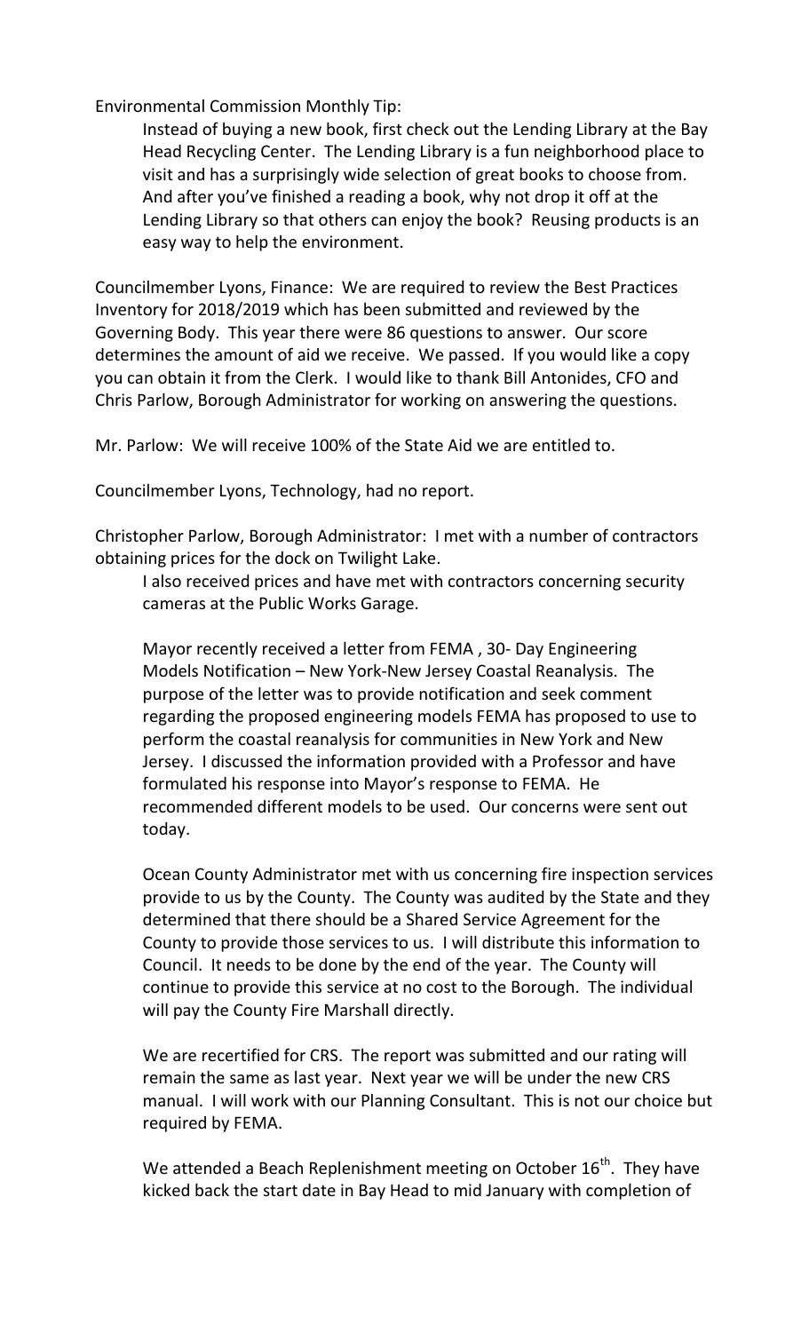Environmental Commission Monthly Tip:

Instead of buying a new book, first check out the Lending Library at the Bay Head Recycling Center. The Lending Library is a fun neighborhood place to visit and has a surprisingly wide selection of great books to choose from. And after you've finished a reading a book, why not drop it off at the Lending Library so that others can enjoy the book? Reusing products is an easy way to help the environment.

Councilmember Lyons, Finance: We are required to review the Best Practices Inventory for 2018/2019 which has been submitted and reviewed by the Governing Body. This year there were 86 questions to answer. Our score determines the amount of aid we receive. We passed. If you would like a copy you can obtain it from the Clerk. I would like to thank Bill Antonides, CFO and Chris Parlow, Borough Administrator for working on answering the questions.

Mr. Parlow: We will receive 100% of the State Aid we are entitled to.

Councilmember Lyons, Technology, had no report.

Christopher Parlow, Borough Administrator: I met with a number of contractors obtaining prices for the dock on Twilight Lake.

I also received prices and have met with contractors concerning security cameras at the Public Works Garage.

Mayor recently received a letter from FEMA , 30- Day Engineering Models Notification – New York-New Jersey Coastal Reanalysis. The purpose of the letter was to provide notification and seek comment regarding the proposed engineering models FEMA has proposed to use to perform the coastal reanalysis for communities in New York and New Jersey. I discussed the information provided with a Professor and have formulated his response into Mayor's response to FEMA. He recommended different models to be used. Our concerns were sent out today.

Ocean County Administrator met with us concerning fire inspection services provide to us by the County. The County was audited by the State and they determined that there should be a Shared Service Agreement for the County to provide those services to us. I will distribute this information to Council. It needs to be done by the end of the year. The County will continue to provide this service at no cost to the Borough. The individual will pay the County Fire Marshall directly.

We are recertified for CRS. The report was submitted and our rating will remain the same as last year. Next year we will be under the new CRS manual. I will work with our Planning Consultant. This is not our choice but required by FEMA.

We attended a Beach Replenishment meeting on October 16th. They have kicked back the start date in Bay Head to mid January with completion of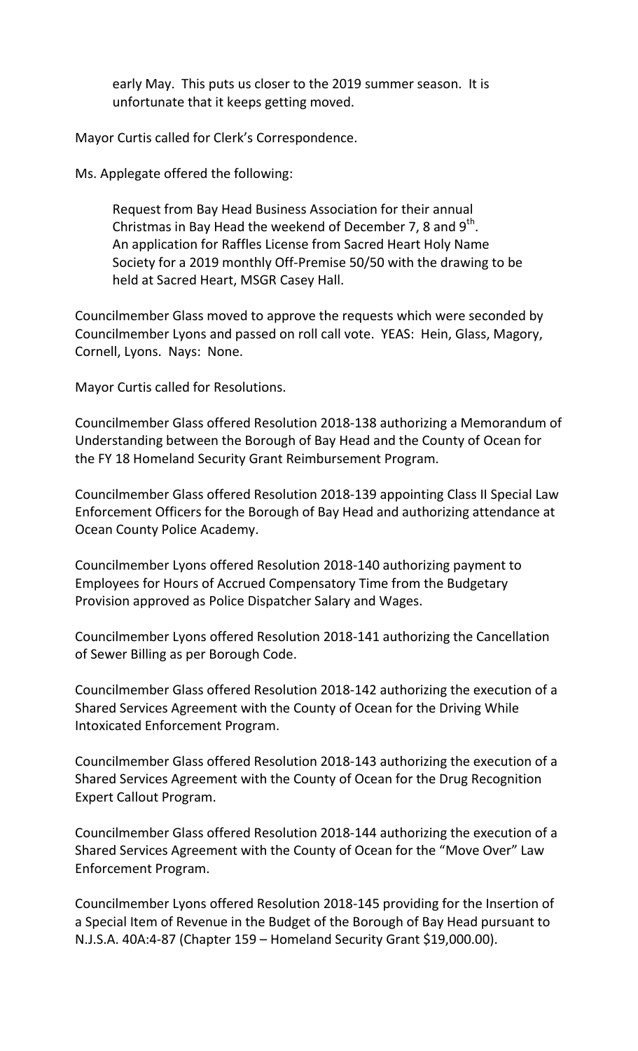early May. This puts us closer to the 2019 summer season. It is unfortunate that it keeps getting moved.

Mayor Curtis called for Clerk's Correspondence.

Ms. Applegate offered the following:

> Request from Bay Head Business Association for their annual Christmas in Bay Head the weekend of December 7, 8 and 9th.
> An application for Raffles License from Sacred Heart Holy Name Society for a 2019 monthly Off-Premise 50/50 with the drawing to be held at Sacred Heart, MSGR Casey Hall.

Councilmember Glass moved to approve the requests which were seconded by Councilmember Lyons and passed on roll call vote. YEAS: Hein, Glass, Magory, Cornell, Lyons. Nays: None.

Mayor Curtis called for Resolutions.

Councilmember Glass offered Resolution 2018-138 authorizing a Memorandum of Understanding between the Borough of Bay Head and the County of Ocean for the FY 18 Homeland Security Grant Reimbursement Program.

Councilmember Glass offered Resolution 2018-139 appointing Class II Special Law Enforcement Officers for the Borough of Bay Head and authorizing attendance at Ocean County Police Academy.

Councilmember Lyons offered Resolution 2018-140 authorizing payment to Employees for Hours of Accrued Compensatory Time from the Budgetary Provision approved as Police Dispatcher Salary and Wages.

Councilmember Lyons offered Resolution 2018-141 authorizing the Cancellation of Sewer Billing as per Borough Code.

Councilmember Glass offered Resolution 2018-142 authorizing the execution of a Shared Services Agreement with the County of Ocean for the Driving While Intoxicated Enforcement Program.

Councilmember Glass offered Resolution 2018-143 authorizing the execution of a Shared Services Agreement with the County of Ocean for the Drug Recognition Expert Callout Program.

Councilmember Glass offered Resolution 2018-144 authorizing the execution of a Shared Services Agreement with the County of Ocean for the "Move Over" Law Enforcement Program.

Councilmember Lyons offered Resolution 2018-145 providing for the Insertion of a Special Item of Revenue in the Budget of the Borough of Bay Head pursuant to N.J.S.A. 40A:4-87 (Chapter 159 – Homeland Security Grant $19,000.00).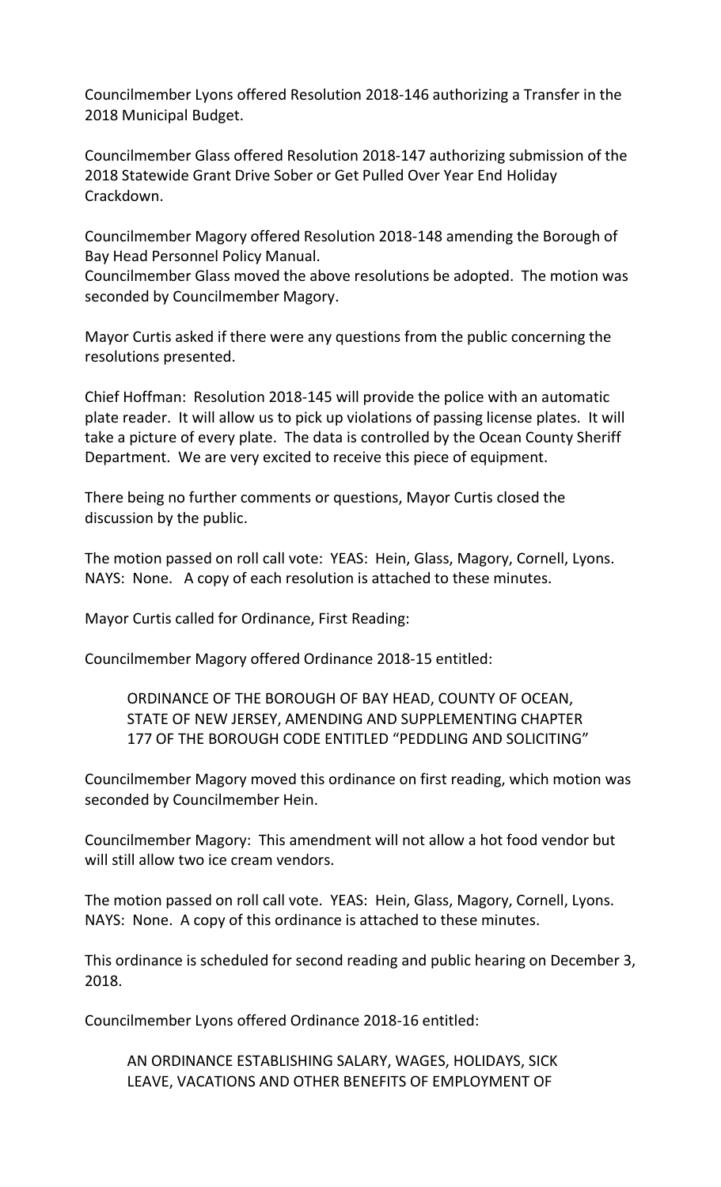Councilmember Lyons offered Resolution 2018-146 authorizing a Transfer in the 2018 Municipal Budget.

Councilmember Glass offered Resolution 2018-147 authorizing submission of the 2018 Statewide Grant Drive Sober or Get Pulled Over Year End Holiday Crackdown.

Councilmember Magory offered Resolution 2018-148 amending the Borough of Bay Head Personnel Policy Manual.
Councilmember Glass moved the above resolutions be adopted. The motion was seconded by Councilmember Magory.

Mayor Curtis asked if there were any questions from the public concerning the resolutions presented.

Chief Hoffman: Resolution 2018-145 will provide the police with an automatic plate reader. It will allow us to pick up violations of passing license plates. It will take a picture of every plate. The data is controlled by the Ocean County Sheriff Department. We are very excited to receive this piece of equipment.

There being no further comments or questions, Mayor Curtis closed the discussion by the public.

The motion passed on roll call vote: YEAS: Hein, Glass, Magory, Cornell, Lyons. NAYS: None. A copy of each resolution is attached to these minutes.

Mayor Curtis called for Ordinance, First Reading:

Councilmember Magory offered Ordinance 2018-15 entitled:

> ORDINANCE OF THE BOROUGH OF BAY HEAD, COUNTY OF OCEAN, STATE OF NEW JERSEY, AMENDING AND SUPPLEMENTING CHAPTER 177 OF THE BOROUGH CODE ENTITLED "PEDDLING AND SOLICITING"

Councilmember Magory moved this ordinance on first reading, which motion was seconded by Councilmember Hein.

Councilmember Magory: This amendment will not allow a hot food vendor but will still allow two ice cream vendors.

The motion passed on roll call vote. YEAS: Hein, Glass, Magory, Cornell, Lyons. NAYS: None. A copy of this ordinance is attached to these minutes.

This ordinance is scheduled for second reading and public hearing on December 3, 2018.

Councilmember Lyons offered Ordinance 2018-16 entitled:

> AN ORDINANCE ESTABLISHING SALARY, WAGES, HOLIDAYS, SICK LEAVE, VACATIONS AND OTHER BENEFITS OF EMPLOYMENT OF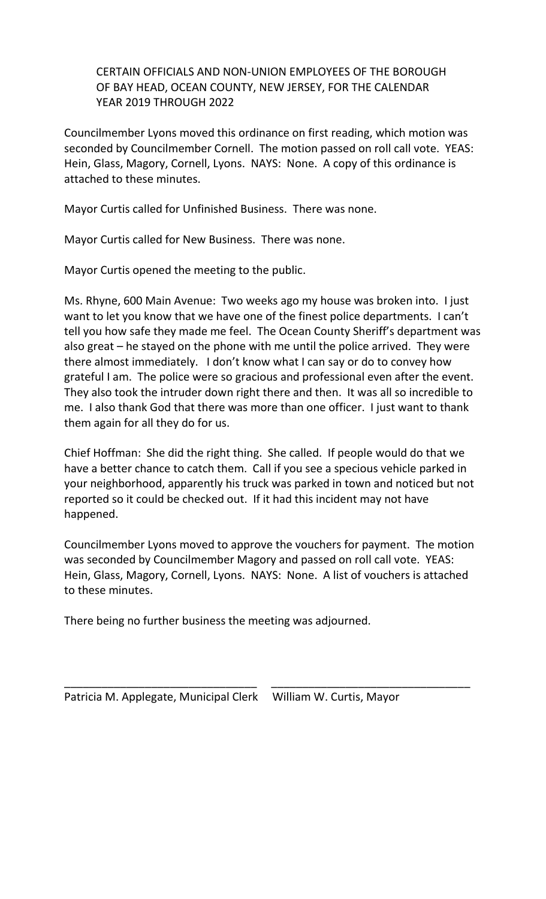CERTAIN OFFICIALS AND NON-UNION EMPLOYEES OF THE BOROUGH OF BAY HEAD, OCEAN COUNTY, NEW JERSEY, FOR THE CALENDAR YEAR 2019 THROUGH 2022

Councilmember Lyons moved this ordinance on first reading, which motion was seconded by Councilmember Cornell. The motion passed on roll call vote. YEAS: Hein, Glass, Magory, Cornell, Lyons. NAYS: None. A copy of this ordinance is attached to these minutes.

Mayor Curtis called for Unfinished Business. There was none.

Mayor Curtis called for New Business. There was none.

Mayor Curtis opened the meeting to the public.

Ms. Rhyne, 600 Main Avenue: Two weeks ago my house was broken into. I just want to let you know that we have one of the finest police departments. I can't tell you how safe they made me feel. The Ocean County Sheriff's department was also great – he stayed on the phone with me until the police arrived. They were there almost immediately. I don't know what I can say or do to convey how grateful I am. The police were so gracious and professional even after the event. They also took the intruder down right there and then. It was all so incredible to me. I also thank God that there was more than one officer. I just want to thank them again for all they do for us.

Chief Hoffman: She did the right thing. She called. If people would do that we have a better chance to catch them. Call if you see a specious vehicle parked in your neighborhood, apparently his truck was parked in town and noticed but not reported so it could be checked out. If it had this incident may not have happened.

Councilmember Lyons moved to approve the vouchers for payment. The motion was seconded by Councilmember Magory and passed on roll call vote. YEAS: Hein, Glass, Magory, Cornell, Lyons. NAYS: None. A list of vouchers is attached to these minutes.

There being no further business the meeting was adjourned.

_______________________________ _______________________________

Patricia M. Applegate, Municipal Clerk William W. Curtis, Mayor